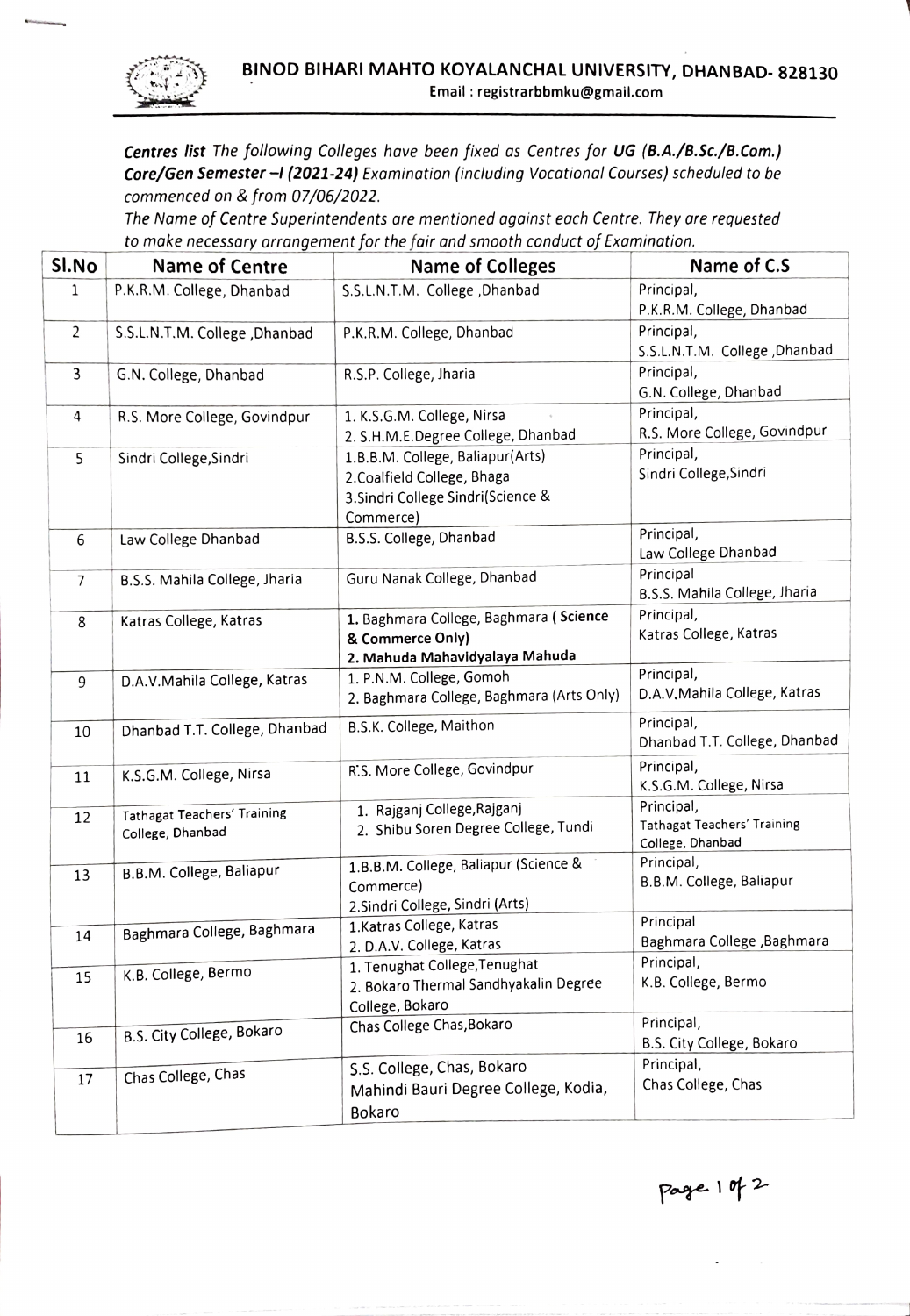# BINOD BIHARI MAHTO KOYALANCHAL UNIVERSITY, DHANBAD- 828130

Email : registrarbbmku@gmail.com

***Centres list*** *The following Colleges have been fixed as Centres for* ***UG (B.A./B.Sc./B.Com.) Core/Gen Semester –I (2021-24)*** *Examination (including Vocational Courses) scheduled to be commenced on & from 07/06/2022.*

*The Name of Centre Superintendents are mentioned against each Centre. They are requested to make necessary arrangement for the fair and smooth conduct of Examination.*

| Sl.No | Name of Centre | Name of Colleges | Name of C.S |
|---|---|---|---|
| 1 | P.K.R.M. College, Dhanbad | S.S.L.N.T.M. College ,Dhanbad | Principal, P.K.R.M. College, Dhanbad |
| 2 | S.S.L.N.T.M. College ,Dhanbad | P.K.R.M. College, Dhanbad | Principal, S.S.L.N.T.M. College ,Dhanbad |
| 3 | G.N. College, Dhanbad | R.S.P. College, Jharia | Principal, G.N. College, Dhanbad |
| 4 | R.S. More College, Govindpur | 1. K.S.G.M. College, Nirsa<br>2. S.H.M.E.Degree College, Dhanbad | Principal, R.S. More College, Govindpur |
| 5 | Sindri College,Sindri | 1.B.B.M. College, Baliapur(Arts)<br>2.Coalfield College, Bhaga<br>3.Sindri College Sindri(Science & Commerce) | Principal, Sindri College,Sindri |
| 6 | Law College Dhanbad | B.S.S. College, Dhanbad | Principal, Law College Dhanbad |
| 7 | B.S.S. Mahila College, Jharia | Guru Nanak College, Dhanbad | Principal B.S.S. Mahila College, Jharia |
| 8 | Katras College, Katras | **1. Baghmara College, Baghmara ( Science & Commerce Only)**<br>**2. Mahuda Mahavidyalaya Mahuda** | Principal, Katras College, Katras |
| 9 | D.A.V.Mahila College, Katras | 1. P.N.M. College, Gomoh<br>2. Baghmara College, Baghmara (Arts Only) | Principal, D.A.V.Mahila College, Katras |
| 10 | Dhanbad T.T. College, Dhanbad | B.S.K. College, Maithon | Principal, Dhanbad T.T. College, Dhanbad |
| 11 | K.S.G.M. College, Nirsa | R.S. More College, Govindpur | Principal, K.S.G.M. College, Nirsa |
| 12 | Tathagat Teachers' Training College, Dhanbad | 1. Rajganj College,Rajganj<br>2. Shibu Soren Degree College, Tundi | Principal, Tathagat Teachers' Training College, Dhanbad |
| 13 | B.B.M. College, Baliapur | 1.B.B.M. College, Baliapur (Science & Commerce)<br>2.Sindri College, Sindri (Arts) | Principal, B.B.M. College, Baliapur |
| 14 | Baghmara College, Baghmara | 1.Katras College, Katras<br>2. D.A.V. College, Katras | Principal Baghmara College ,Baghmara |
| 15 | K.B. College, Bermo | 1. Tenughat College,Tenughat<br>2. Bokaro Thermal Sandhyakalin Degree College, Bokaro | Principal, K.B. College, Bermo |
| 16 | B.S. City College, Bokaro | Chas College Chas,Bokaro | Principal, B.S. City College, Bokaro |
| 17 | Chas College, Chas | S.S. College, Chas, Bokaro<br>Mahindi Bauri Degree College, Kodia, Bokaro | Principal, Chas College, Chas |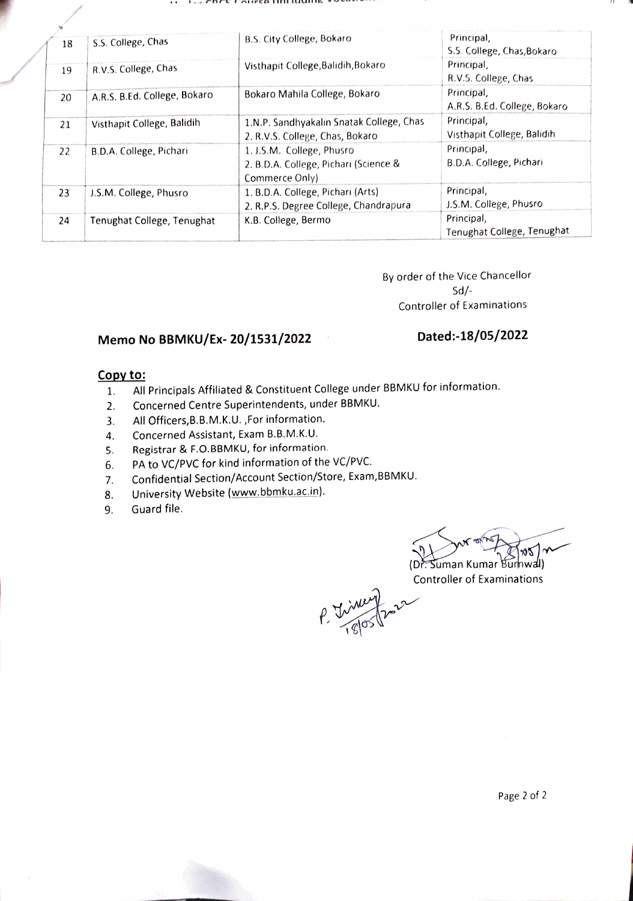| | | | |
|---|---|---|---|
| 18 | S.S. College, Chas | B.S. City College, Bokaro | Principal, S.S. College, Chas,Bokaro |
| 19 | R.V.S. College, Chas | Visthapit College,Balidih,Bokaro | Principal, R.V.S. College, Chas |
| 20 | A.R.S. B.Ed. College, Bokaro | Bokaro Mahila College, Bokaro | Principal, A.R.S. B.Ed. College, Bokaro |
| 21 | Visthapit College, Balidih | 1.N.P. Sandhyakalin Snatak College, Chas<br>2. R.V.S. College, Chas, Bokaro | Principal, Visthapit College, Balidih |
| 22 | B.D.A. College, Pichari | 1. J.S.M. College, Phusro<br>2. B.D.A. College, Pichari (Science & Commerce Only) | Principal, B.D.A. College, Pichari |
| 23 | J.S.M. College, Phusro | 1. B.D.A. College, Pichari (Arts)<br>2. R.P.S. Degree College, Chandrapura | Principal, J.S.M. College, Phusro |
| 24 | Tenughat College, Tenughat | K.B. College, Bermo | Principal, Tenughat College, Tenughat |

By order of the Vice Chancellor
Sd/-
Controller of Examinations

**Memo No BBMKU/Ex- 20/1531/2022** **Dated:-18/05/2022**

**Copy to:**

1. All Principals Affiliated & Constituent College under BBMKU for information.
2. Concerned Centre Superintendents, under BBMKU.
3. All Officers,B.B.M.K.U. ,For information.
4. Concerned Assistant, Exam B.B.M.K.U.
5. Registrar & F.O.BBMKU, for information.
6. PA to VC/PVC for kind information of the VC/PVC.
7. Confidential Section/Account Section/Store, Exam,BBMKU.
8. University Website (www.bbmku.ac.in).
9. Guard file.

(Dr. Suman Kumar Burnwal)
Controller of Examinations